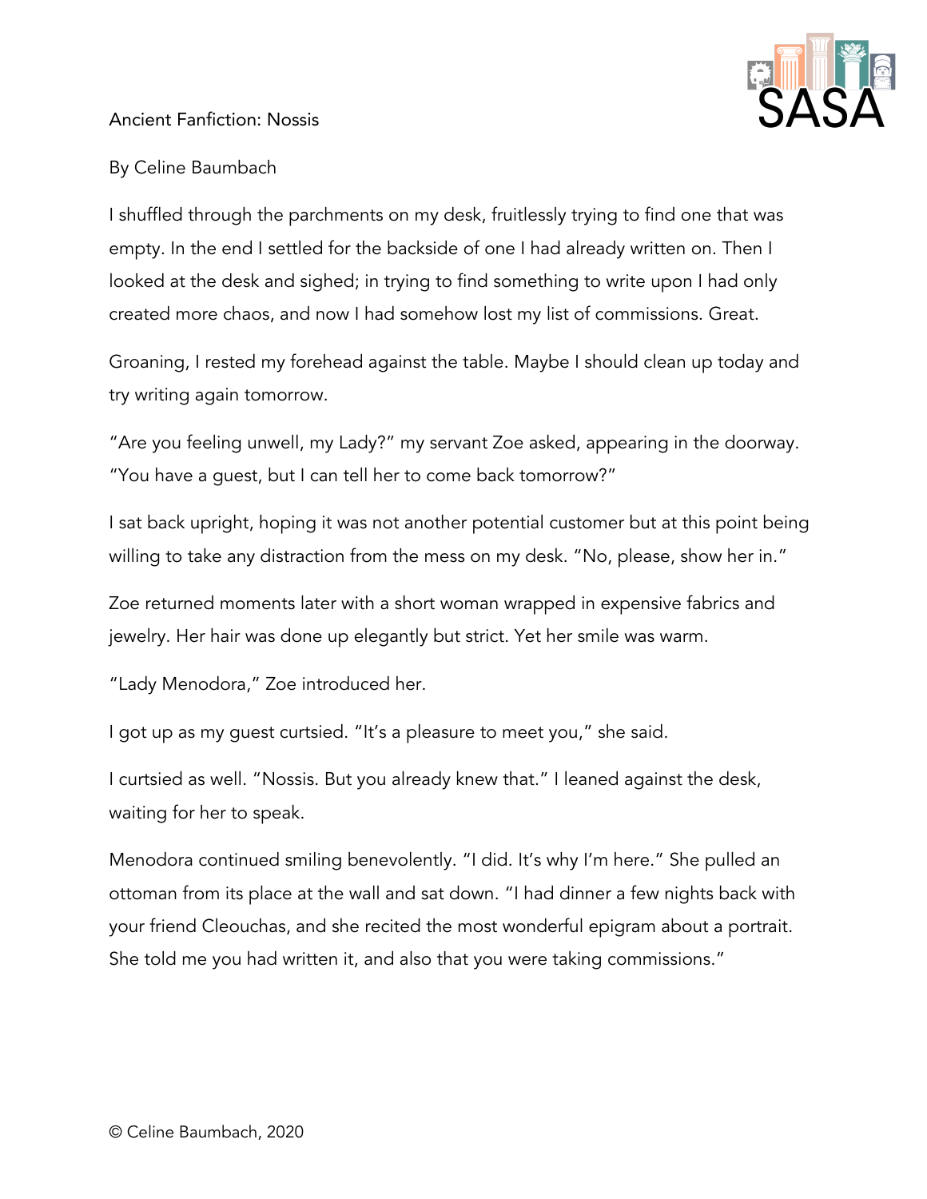# Ancient Fanfiction: Nossis

By Celine Baumbach

I shuffled through the parchments on my desk, fruitlessly trying to find one that was empty. In the end I settled for the backside of one I had already written on. Then I looked at the desk and sighed; in trying to find something to write upon I had only created more chaos, and now I had somehow lost my list of commissions. Great.

Groaning, I rested my forehead against the table. Maybe I should clean up today and try writing again tomorrow.

"Are you feeling unwell, my Lady?" my servant Zoe asked, appearing in the doorway. "You have a guest, but I can tell her to come back tomorrow?"

I sat back upright, hoping it was not another potential customer but at this point being willing to take any distraction from the mess on my desk. "No, please, show her in."

Zoe returned moments later with a short woman wrapped in expensive fabrics and jewelry. Her hair was done up elegantly but strict. Yet her smile was warm.

"Lady Menodora," Zoe introduced her.

I got up as my guest curtsied. "It's a pleasure to meet you," she said.

I curtsied as well. "Nossis. But you already knew that." I leaned against the desk, waiting for her to speak.

Menodora continued smiling benevolently. "I did. It's why I'm here." She pulled an ottoman from its place at the wall and sat down. "I had dinner a few nights back with your friend Cleouchas, and she recited the most wonderful epigram about a portrait. She told me you had written it, and also that you were taking commissions."

© Celine Baumbach, 2020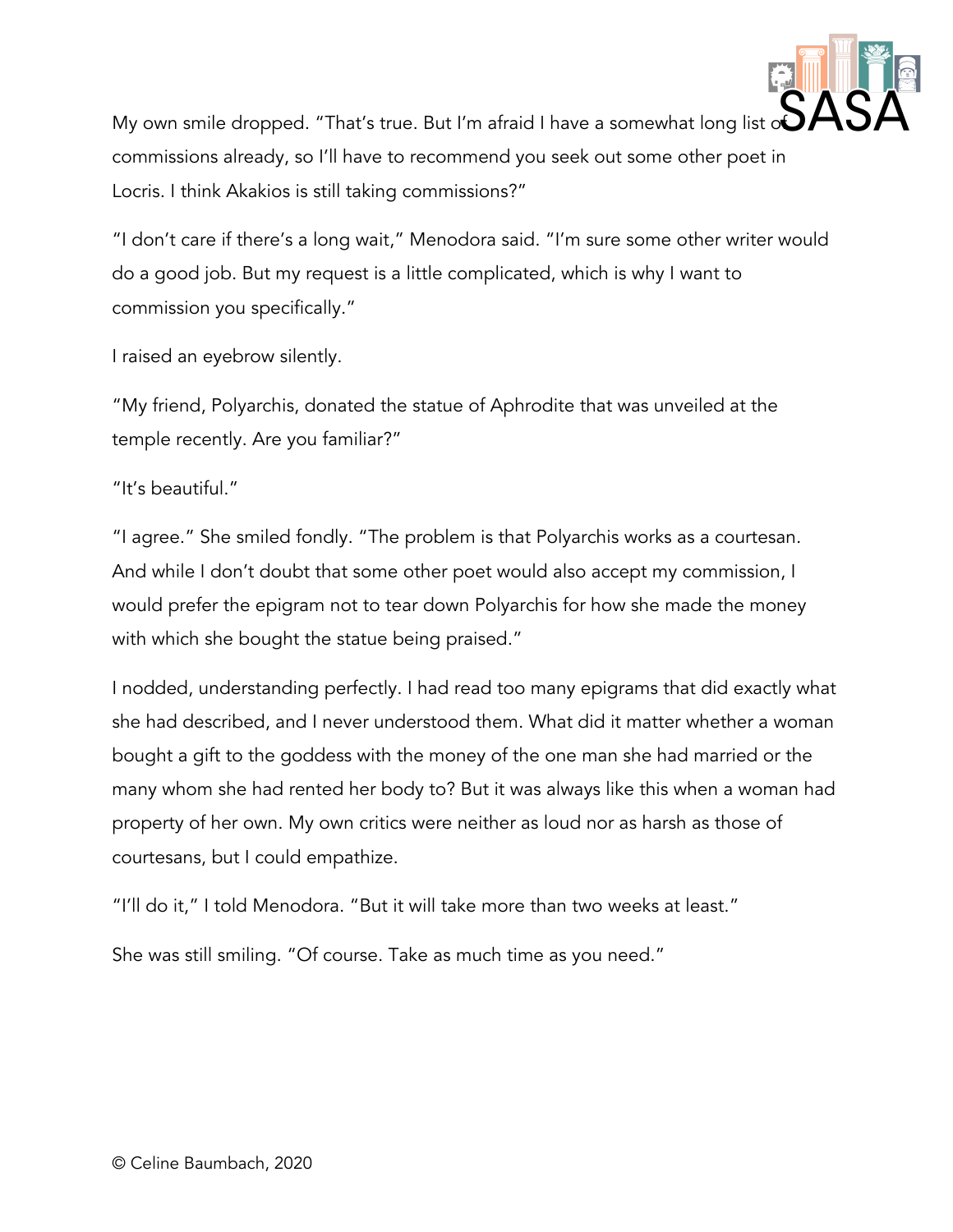My own smile dropped. "That's true. But I'm afraid I have a somewhat long list of commissions already, so I'll have to recommend you seek out some other poet in Locris. I think Akakios is still taking commissions?"

"I don't care if there's a long wait," Menodora said. "I'm sure some other writer would do a good job. But my request is a little complicated, which is why I want to commission you specifically."

I raised an eyebrow silently.

"My friend, Polyarchis, donated the statue of Aphrodite that was unveiled at the temple recently. Are you familiar?"

"It's beautiful."

"I agree." She smiled fondly. "The problem is that Polyarchis works as a courtesan. And while I don't doubt that some other poet would also accept my commission, I would prefer the epigram not to tear down Polyarchis for how she made the money with which she bought the statue being praised."

I nodded, understanding perfectly. I had read too many epigrams that did exactly what she had described, and I never understood them. What did it matter whether a woman bought a gift to the goddess with the money of the one man she had married or the many whom she had rented her body to? But it was always like this when a woman had property of her own. My own critics were neither as loud nor as harsh as those of courtesans, but I could empathize.

"I'll do it," I told Menodora. "But it will take more than two weeks at least."

She was still smiling. "Of course. Take as much time as you need."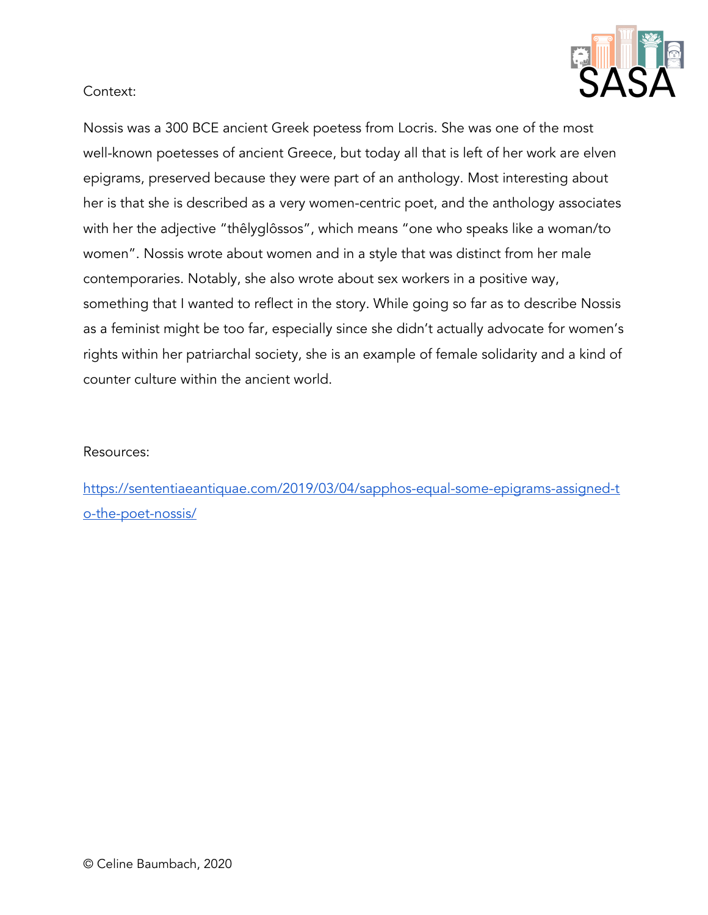Context:

Nossis was a 300 BCE ancient Greek poetess from Locris. She was one of the most well-known poetesses of ancient Greece, but today all that is left of her work are elven epigrams, preserved because they were part of an anthology. Most interesting about her is that she is described as a very women-centric poet, and the anthology associates with her the adjective "thêlyglôssos", which means "one who speaks like a woman/to women". Nossis wrote about women and in a style that was distinct from her male contemporaries. Notably, she also wrote about sex workers in a positive way, something that I wanted to reflect in the story. While going so far as to describe Nossis as a feminist might be too far, especially since she didn't actually advocate for women's rights within her patriarchal society, she is an example of female solidarity and a kind of counter culture within the ancient world.

Resources:

https://sententiaeantiquae.com/2019/03/04/sapphos-equal-some-epigrams-assigned-to-the-poet-nossis/

© Celine Baumbach, 2020